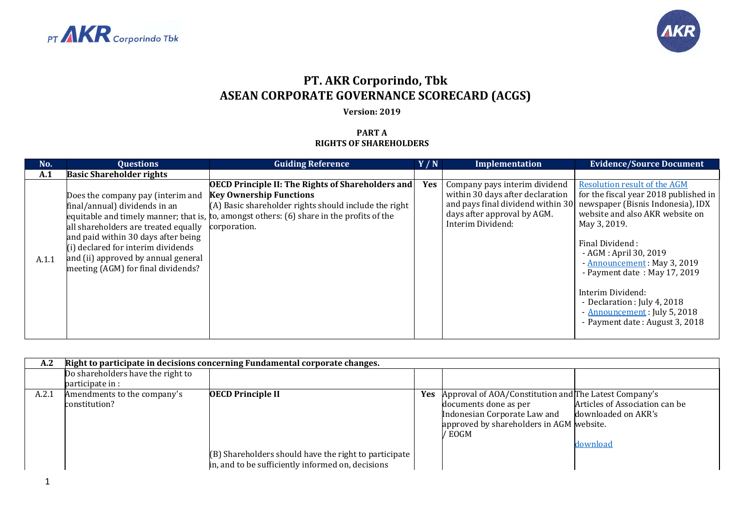# PT. AKR Corporindo, Tbk
# ASEAN CORPORATE GOVERNANCE SCORECARD (ACGS)

**Version: 2019**

## PART A
## RIGHTS OF SHAREHOLDERS

| No. | Questions | Guiding Reference | Y / N | Implementation | Evidence/Source Document |
|---|---|---|---|---|---|
| **A.1** | **Basic Shareholder rights** | | | | |
| A.1.1 | Does the company pay (interim and final/annual) dividends in an equitable and timely manner; that is, all shareholders are treated equally and paid within 30 days after being (i) declared for interim dividends and (ii) approved by annual general meeting (AGM) for final dividends? | **OECD Principle II: The Rights of Shareholders and Key Ownership Functions**<br>(A) Basic shareholder rights should include the right to, amongst others: (6) share in the profits of the corporation. | **Yes** | Company pays interim dividend within 30 days after declaration and pays final dividend within 30 days after approval by AGM.<br>Interim Dividend: | Resolution result of the AGM for the fiscal year 2018 published in newspaper (Bisnis Indonesia), IDX website and also AKR website on May 3, 2019.<br><br>Final Dividend :<br>- AGM : April 30, 2019<br>- Announcement : May 3, 2019<br>- Payment date : May 17, 2019<br><br>Interim Dividend:<br>- Declaration : July 4, 2018<br>- Announcement : July 5, 2018<br>- Payment date : August 3, 2018 |

| A.2 | Right to participate in decisions concerning Fundamental corporate changes. | | | | |
|---|---|---|---|---|---|
| | Do shareholders have the right to participate in : | | | | |
| A.2.1 | Amendments to the company's constitution? | **OECD Principle II**<br><br>(B) Shareholders should have the right to participate in, and to be sufficiently informed on, decisions | **Yes** | Approval of AOA/Constitution and documents done as per Indonesian Corporate Law and approved by shareholders in AGM / EOGM | The Latest Company's Articles of Association can be downloaded on AKR's website.<br><br>download |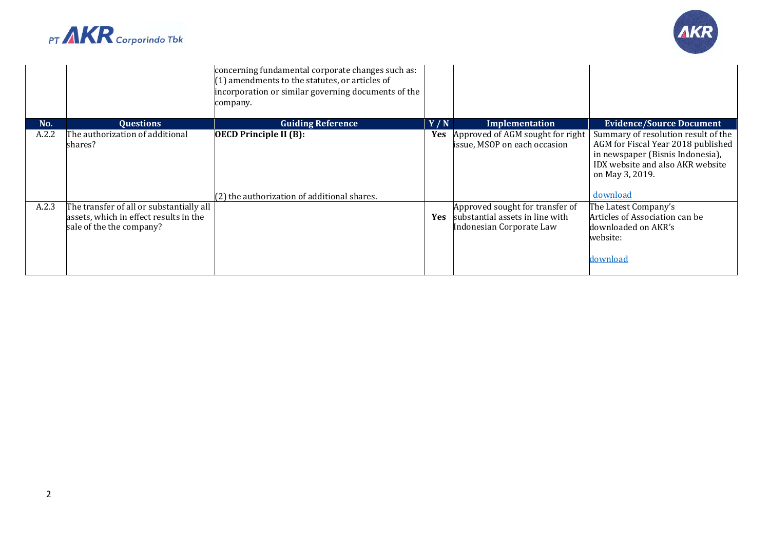| | | concerning fundamental corporate changes such as: (1) amendments to the statutes, or articles of incorporation or similar governing documents of the company. | | | |
|---|---|---|---|---|---|
| **No.** | **Questions** | **Guiding Reference** | **Y / N** | **Implementation** | **Evidence/Source Document** |
| A.2.2 | The authorization of additional shares? | **OECD Principle II (B):** (2) the authorization of additional shares. | **Yes** | Approved of AGM sought for right issue, MSOP on each occasion | Summary of resolution result of the AGM for Fiscal Year 2018 published in newspaper (Bisnis Indonesia), IDX website and also AKR website on May 3, 2019. download |
| A.2.3 | The transfer of all or substantially all assets, which in effect results in the sale of the the company? | | **Yes** | Approved sought for transfer of substantial assets in line with Indonesian Corporate Law | The Latest Company's Articles of Association can be downloaded on AKR's website: download |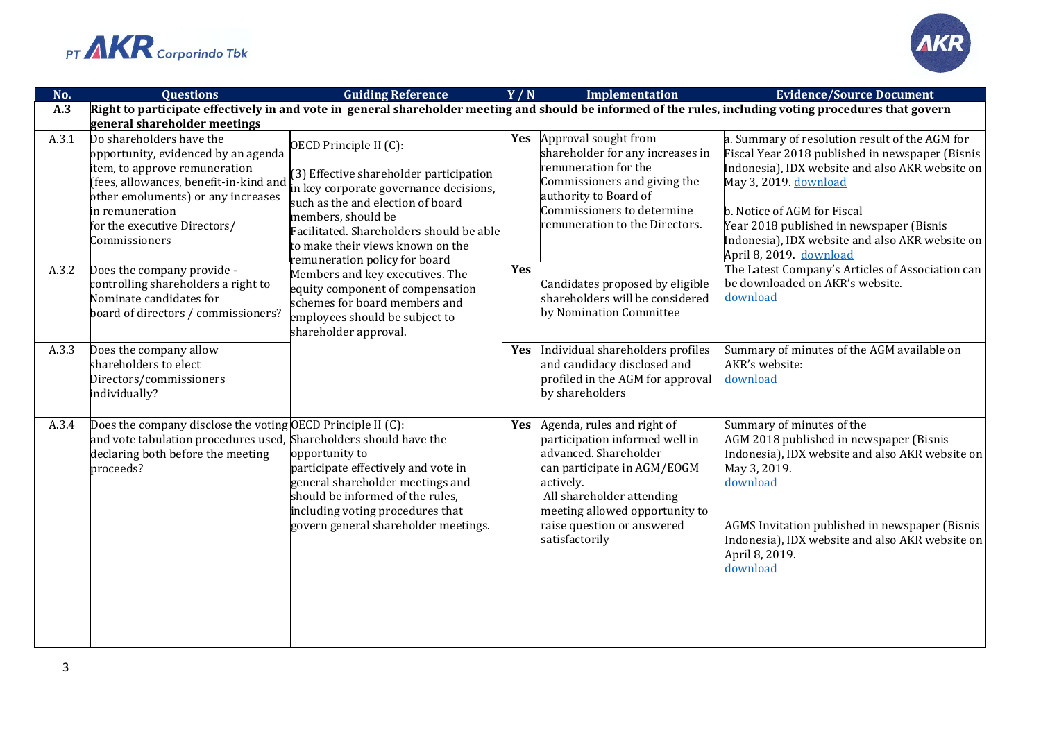| No. | Questions | Guiding Reference | Y / N | Implementation | Evidence/Source Document |
|---|---|---|---|---|---|
| **A.3** | **Right to participate effectively in and vote in general shareholder meeting and should be informed of the rules, including voting procedures that govern general shareholder meetings** | | | | |
| A.3.1 | Do shareholders have the opportunity, evidenced by an agenda item, to approve remuneration (fees, allowances, benefit-in-kind and other emoluments) or any increases in remuneration for the executive Directors/ Commissioners | OECD Principle II (C): (3) Effective shareholder participation in key corporate governance decisions, such as the and election of board members, should be Facilitated. Shareholders should be able to make their views known on the remuneration policy for board Members and key executives. The equity component of compensation schemes for board members and employees should be subject to shareholder approval. | Yes | Approval sought from shareholder for any increases in remuneration for the Commissioners and giving the authority to Board of Commissioners to determine remuneration to the Directors. | a. Summary of resolution result of the AGM for Fiscal Year 2018 published in newspaper (Bisnis Indonesia), IDX website and also AKR website on May 3, 2019. download<br><br>b. Notice of AGM for Fiscal Year 2018 published in newspaper (Bisnis Indonesia), IDX website and also AKR website on April 8, 2019. download |
| A.3.2 | Does the company provide - controlling shareholders a right to Nominate candidates for board of directors / commissioners? | | Yes | Candidates proposed by eligible shareholders will be considered by Nomination Committee | The Latest Company's Articles of Association can be downloaded on AKR's website. download |
| A.3.3 | Does the company allow shareholders to elect Directors/commissioners individually? | | Yes | Individual shareholders profiles and candidacy disclosed and profiled in the AGM for approval by shareholders | Summary of minutes of the AGM available on AKR's website: download |
| A.3.4 | Does the company disclose the voting and vote tabulation procedures used, declaring both before the meeting proceeds? | OECD Principle II (C): Shareholders should have the opportunity to participate effectively and vote in general shareholder meetings and should be informed of the rules, including voting procedures that govern general shareholder meetings. | Yes | Agenda, rules and right of participation informed well in advanced. Shareholder can participate in AGM/EOGM actively. All shareholder attending meeting allowed opportunity to raise question or answered satisfactorily | Summary of minutes of the AGM 2018 published in newspaper (Bisnis Indonesia), IDX website and also AKR website on May 3, 2019. download<br><br>AGMS Invitation published in newspaper (Bisnis Indonesia), IDX website and also AKR website on April 8, 2019. download |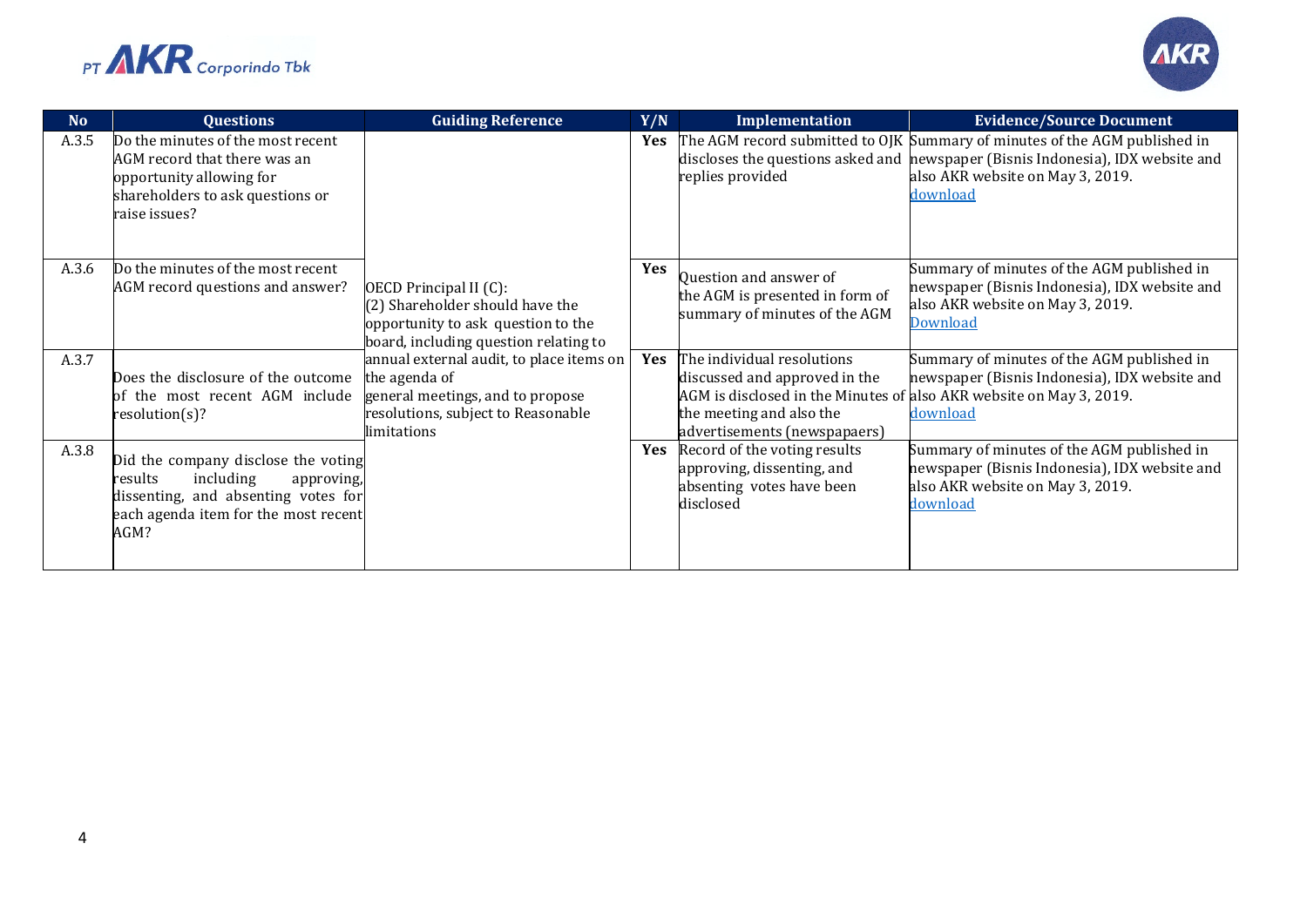| No | Questions | Guiding Reference | Y/N | Implementation | Evidence/Source Document |
|---|---|---|---|---|---|
| A.3.5 | Do the minutes of the most recent AGM record that there was an opportunity allowing for shareholders to ask questions or raise issues? | OECD Principal II (C): (2) Shareholder should have the opportunity to ask question to the board, including question relating to annual external audit, to place items on the agenda of general meetings, and to propose resolutions, subject to Reasonable limitations | Yes | The AGM record submitted to OJK discloses the questions asked and replies provided | Summary of minutes of the AGM published in newspaper (Bisnis Indonesia), IDX website and also AKR website on May 3, 2019. download |
| A.3.6 | Do the minutes of the most recent AGM record questions and answer? | | Yes | Question and answer of the AGM is presented in form of summary of minutes of the AGM | Summary of minutes of the AGM published in newspaper (Bisnis Indonesia), IDX website and also AKR website on May 3, 2019. Download |
| A.3.7 | Does the disclosure of the outcome of the most recent AGM include resolution(s)? | | Yes | The individual resolutions discussed and approved in the AGM is disclosed in the Minutes of the meeting and also the advertisements (newspapaers) | Summary of minutes of the AGM published in newspaper (Bisnis Indonesia), IDX website and also AKR website on May 3, 2019. download |
| A.3.8 | Did the company disclose the voting results including approving, dissenting, and absenting votes for each agenda item for the most recent AGM? | | Yes | Record of the voting results approving, dissenting, and absenting votes have been disclosed | Summary of minutes of the AGM published in newspaper (Bisnis Indonesia), IDX website and also AKR website on May 3, 2019. download |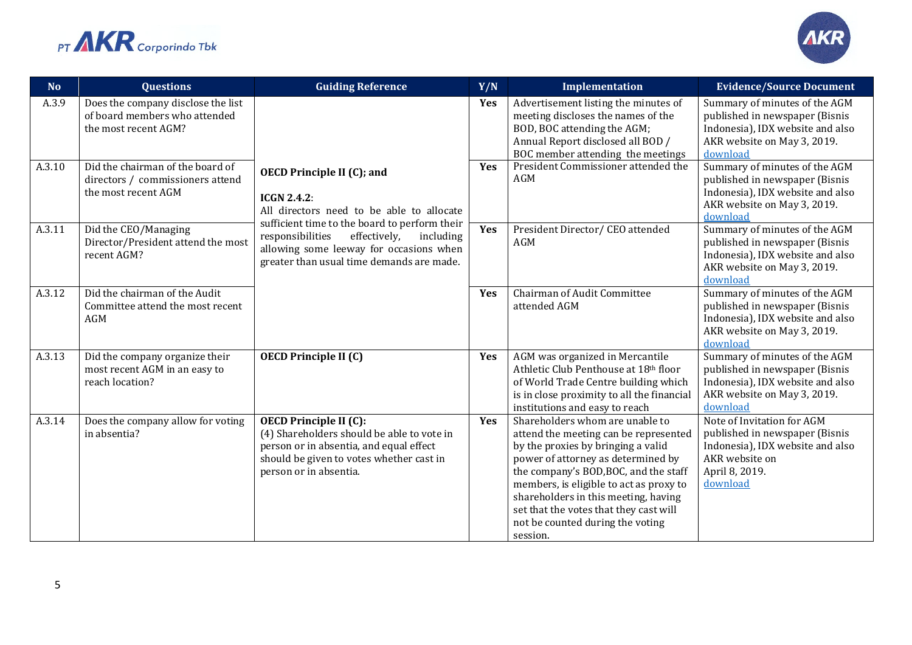| No | Questions | Guiding Reference | Y/N | Implementation | Evidence/Source Document |
|---|---|---|---|---|---|
| A.3.9 | Does the company disclose the list of board members who attended the most recent AGM? | **OECD Principle II (C); and**<br><br>**ICGN 2.4.2**:<br>All directors need to be able to allocate sufficient time to the board to perform their responsibilities effectively, including allowing some leeway for occasions when greater than usual time demands are made. | **Yes** | Advertisement listing the minutes of meeting discloses the names of the BOD, BOC attending the AGM;<br>Annual Report disclosed all BOD / BOC member attending the meetings | Summary of minutes of the AGM published in newspaper (Bisnis Indonesia), IDX website and also AKR website on May 3, 2019. download |
| A.3.10 | Did the chairman of the board of directors / commissioners attend the most recent AGM | | **Yes** | President Commissioner attended the AGM | Summary of minutes of the AGM published in newspaper (Bisnis Indonesia), IDX website and also AKR website on May 3, 2019. download |
| A.3.11 | Did the CEO/Managing Director/President attend the most recent AGM? | | **Yes** | President Director/ CEO attended AGM | Summary of minutes of the AGM published in newspaper (Bisnis Indonesia), IDX website and also AKR website on May 3, 2019. download |
| A.3.12 | Did the chairman of the Audit Committee attend the most recent AGM | | **Yes** | Chairman of Audit Committee attended AGM | Summary of minutes of the AGM published in newspaper (Bisnis Indonesia), IDX website and also AKR website on May 3, 2019. download |
| A.3.13 | Did the company organize their most recent AGM in an easy to reach location? | **OECD Principle II (C)** | **Yes** | AGM was organized in Mercantile Athletic Club Penthouse at 18th floor of World Trade Centre building which is in close proximity to all the financial institutions and easy to reach | Summary of minutes of the AGM published in newspaper (Bisnis Indonesia), IDX website and also AKR website on May 3, 2019. download |
| A.3.14 | Does the company allow for voting in absentia? | **OECD Principle II (C):**<br>(4) Shareholders should be able to vote in person or in absentia, and equal effect should be given to votes whether cast in person or in absentia. | **Yes** | Shareholders whom are unable to attend the meeting can be represented by the proxies by bringing a valid power of attorney as determined by the company's BOD,BOC, and the staff members, is eligible to act as proxy to shareholders in this meeting, having set that the votes that they cast will not be counted during the voting session. | Note of Invitation for AGM published in newspaper (Bisnis Indonesia), IDX website and also AKR website on April 8, 2019. download |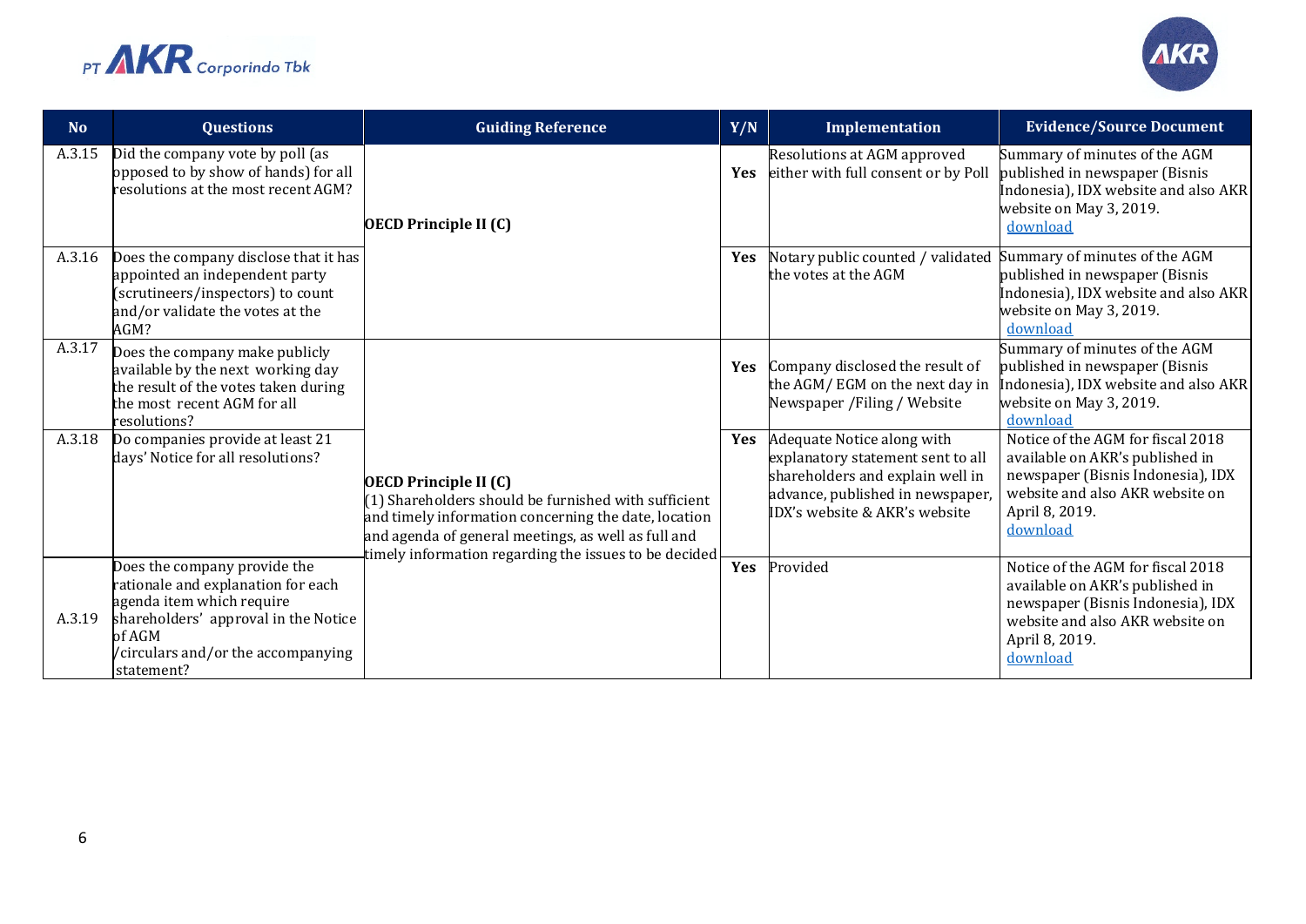| No | Questions | Guiding Reference | Y/N | Implementation | Evidence/Source Document |
|---|---|---|---|---|---|
| A.3.15 | Did the company vote by poll (as opposed to by show of hands) for all resolutions at the most recent AGM? | **OECD Principle II (C)** | **Yes** | Resolutions at AGM approved either with full consent or by Poll | Summary of minutes of the AGM published in newspaper (Bisnis Indonesia), IDX website and also AKR website on May 3, 2019. download |
| A.3.16 | Does the company disclose that it has appointed an independent party (scrutineers/inspectors) to count and/or validate the votes at the AGM? | | **Yes** | Notary public counted / validated the votes at the AGM | Summary of minutes of the AGM published in newspaper (Bisnis Indonesia), IDX website and also AKR website on May 3, 2019. download |
| A.3.17 | Does the company make publicly available by the next working day the result of the votes taken during the most recent AGM for all resolutions? | **OECD Principle II (C)** (1) Shareholders should be furnished with sufficient and timely information concerning the date, location and agenda of general meetings, as well as full and timely information regarding the issues to be decided | **Yes** | Company disclosed the result of the AGM/ EGM on the next day in Newspaper /Filing / Website | Summary of minutes of the AGM published in newspaper (Bisnis Indonesia), IDX website and also AKR website on May 3, 2019. download |
| A.3.18 | Do companies provide at least 21 days' Notice for all resolutions? | | **Yes** | Adequate Notice along with explanatory statement sent to all shareholders and explain well in advance, published in newspaper, IDX's website & AKR's website | Notice of the AGM for fiscal 2018 available on AKR's published in newspaper (Bisnis Indonesia), IDX website and also AKR website on April 8, 2019. download |
| A.3.19 | Does the company provide the rationale and explanation for each agenda item which require shareholders' approval in the Notice of AGM /circulars and/or the accompanying statement? | | **Yes** | Provided | Notice of the AGM for fiscal 2018 available on AKR's published in newspaper (Bisnis Indonesia), IDX website and also AKR website on April 8, 2019. download |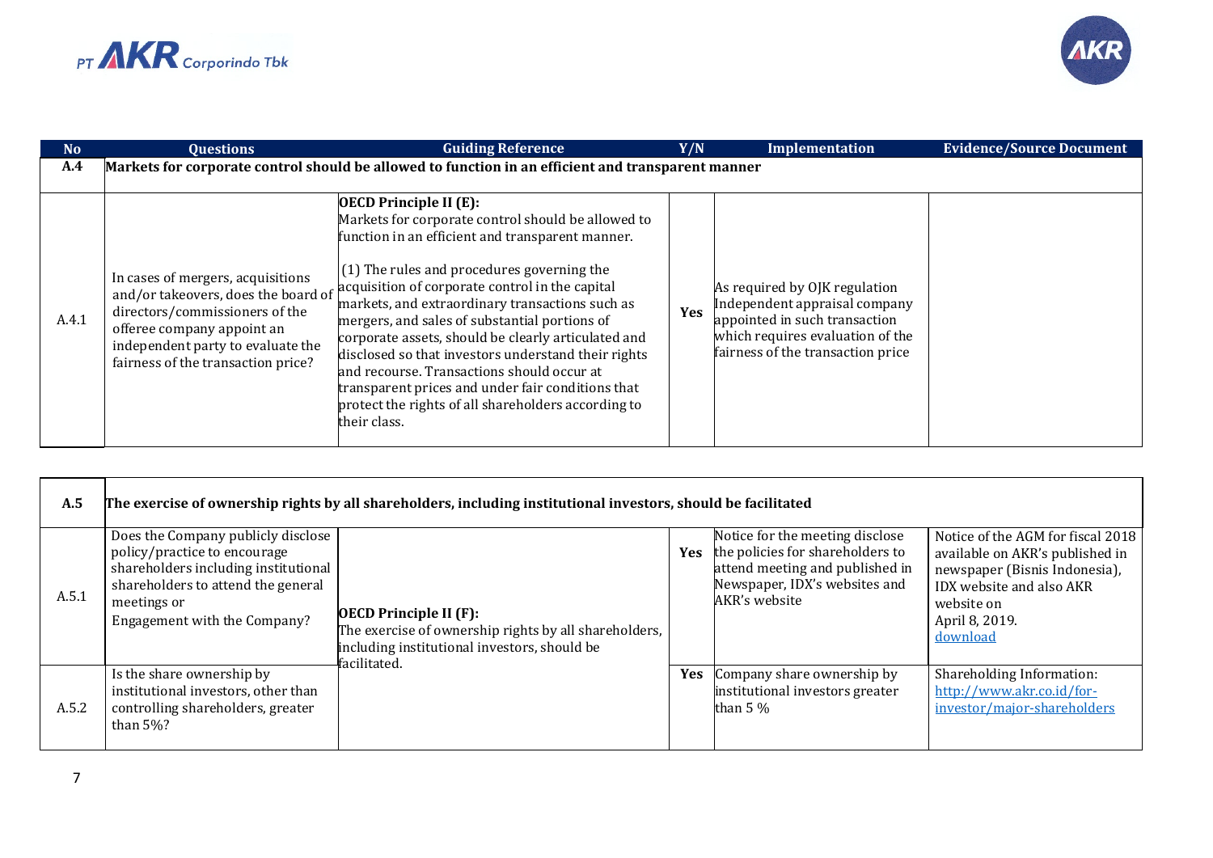| No | Questions | Guiding Reference | Y/N | Implementation | Evidence/Source Document |
|---|---|---|---|---|---|
| **A.4** | **Markets for corporate control should be allowed to function in an efficient and transparent manner** | | | | |
| A.4.1 | In cases of mergers, acquisitions and/or takeovers, does the board of directors/commissioners of the offeree company appoint an independent party to evaluate the fairness of the transaction price? | **OECD Principle II (E):** Markets for corporate control should be allowed to function in an efficient and transparent manner. (1) The rules and procedures governing the acquisition of corporate control in the capital markets, and extraordinary transactions such as mergers, and sales of substantial portions of corporate assets, should be clearly articulated and disclosed so that investors understand their rights and recourse. Transactions should occur at transparent prices and under fair conditions that protect the rights of all shareholders according to their class. | **Yes** | As required by OJK regulation Independent appraisal company appointed in such transaction which requires evaluation of the fairness of the transaction price | |

| | | | | | |
|---|---|---|---|---|---|
| **A.5** | **The exercise of ownership rights by all shareholders, including institutional investors, should be facilitated** | | | | |
| A.5.1 | Does the Company publicly disclose policy/practice to encourage shareholders including institutional shareholders to attend the general meetings or Engagement with the Company? | **OECD Principle II (F):** The exercise of ownership rights by all shareholders, including institutional investors, should be facilitated. | **Yes** | Notice for the meeting disclose the policies for shareholders to attend meeting and published in Newspaper, IDX's websites and AKR's website | Notice of the AGM for fiscal 2018 available on AKR's published in newspaper (Bisnis Indonesia), IDX website and also AKR website on April 8, 2019. download |
| A.5.2 | Is the share ownership by institutional investors, other than controlling shareholders, greater than 5%? | | **Yes** | Company share ownership by institutional investors greater than 5 % | Shareholding Information: http://www.akr.co.id/for-investor/major-shareholders |